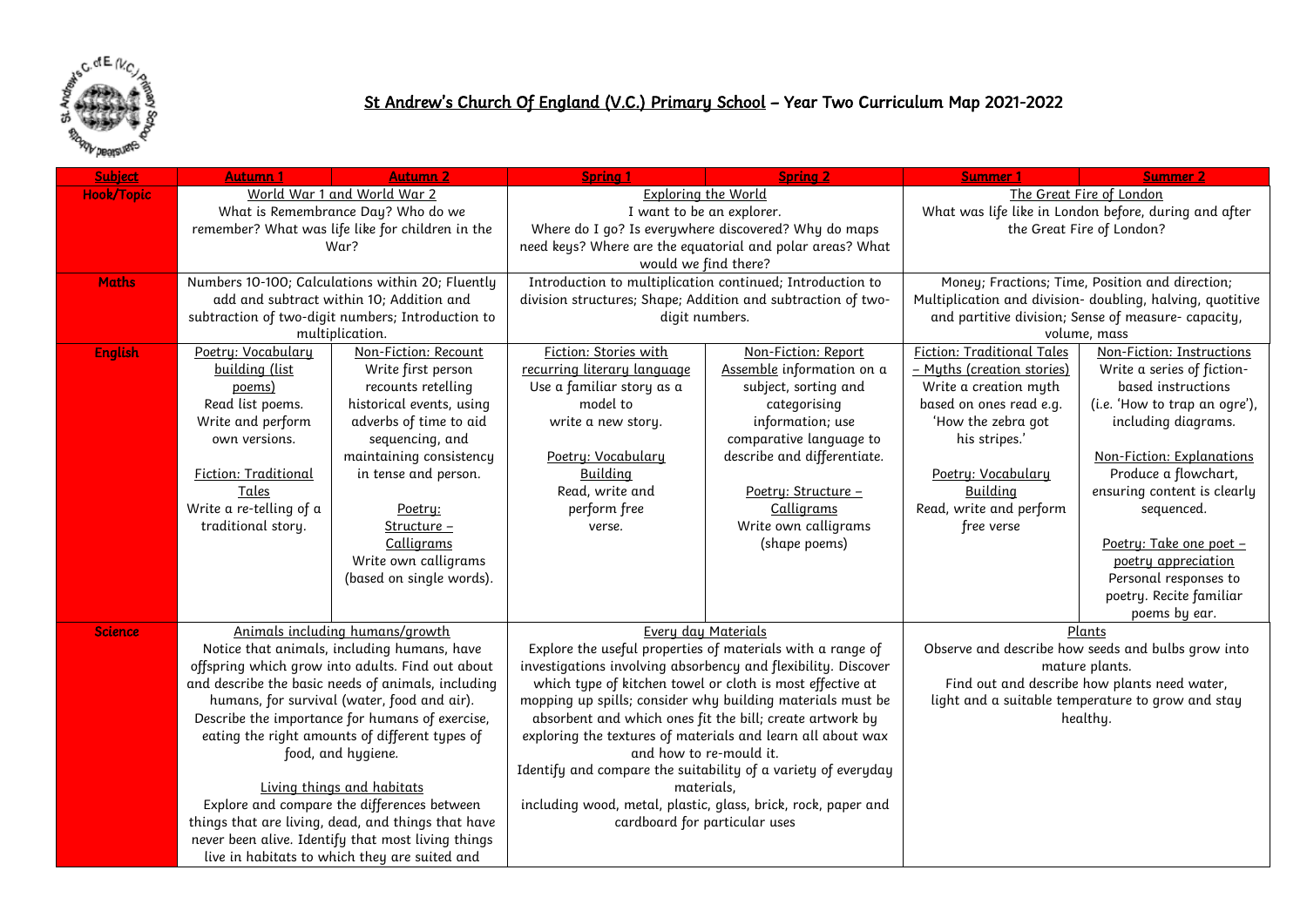# St Andrew's Church Of England (V.C.) Primary School – Year Two Curriculum Map 2021-2022

| Subject | Autumn 1 | Autumn 2 | Spring 1 | Spring 2 | Summer 1 | Summer 2 |
|---|---|---|---|---|---|---|
| Hook/Topic | World War 1 and World War 2<br>What is Remembrance Day? Who do we remember? What was life like for children in the War? | | Exploring the World<br>I want to be an explorer.<br>Where do I go? Is everywhere discovered? Why do maps need keys? Where are the equatorial and polar areas? What would we find there? | | The Great Fire of London<br>What was life like in London before, during and after the Great Fire of London? | |
| Maths | Numbers 10-100; Calculations within 20; Fluently add and subtract within 10; Addition and subtraction of two-digit numbers; Introduction to multiplication. | | Introduction to multiplication continued; Introduction to division structures; Shape; Addition and subtraction of two-digit numbers. | | Money; Fractions; Time, Position and direction; Multiplication and division- doubling, halving, quotitive and partitive division; Sense of measure- capacity, volume, mass | |
| English | Poetry: Vocabulary building (list poems)<br>Read list poems. Write and perform own versions.<br><br>Fiction: Traditional Tales<br>Write a re-telling of a traditional story. | Non-Fiction: Recount<br>Write first person recounts retelling historical events, using adverbs of time to aid sequencing, and maintaining consistency in tense and person.<br><br>Poetry: Structure – Calligrams<br>Write own calligrams (based on single words). | Fiction: Stories with recurring literary language<br>Use a familiar story as a model to write a new story.<br><br>Poetry: Vocabulary Building<br>Read, write and perform free verse. | Non-Fiction: Report<br>Assemble information on a subject, sorting and categorising information; use comparative language to describe and differentiate.<br><br>Poetry: Structure – Calligrams<br>Write own calligrams (shape poems) | Fiction: Traditional Tales – Myths (creation stories)<br>Write a creation myth based on ones read e.g. 'How the zebra got his stripes.'<br><br>Poetry: Vocabulary Building<br>Read, write and perform free verse | Non-Fiction: Instructions<br>Write a series of fiction-based instructions (i.e. 'How to trap an ogre'), including diagrams.<br><br>Non-Fiction: Explanations<br>Produce a flowchart, ensuring content is clearly sequenced.<br><br>Poetry: Take one poet – poetry appreciation<br>Personal responses to poetry. Recite familiar poems by ear. |
| Science | Animals including humans/growth<br>Notice that animals, including humans, have offspring which grow into adults. Find out about and describe the basic needs of animals, including humans, for survival (water, food and air). Describe the importance for humans of exercise, eating the right amounts of different types of food, and hygiene.<br><br>Living things and habitats<br>Explore and compare the differences between things that are living, dead, and things that have never been alive. Identify that most living things live in habitats to which they are suited and | | Every day Materials<br>Explore the useful properties of materials with a range of investigations involving absorbency and flexibility. Discover which type of kitchen towel or cloth is most effective at mopping up spills; consider why building materials must be absorbent and which ones fit the bill; create artwork by exploring the textures of materials and learn all about wax and how to re-mould it.<br>Identify and compare the suitability of a variety of everyday materials,<br>including wood, metal, plastic, glass, brick, rock, paper and cardboard for particular uses | | Plants<br>Observe and describe how seeds and bulbs grow into mature plants.<br>Find out and describe how plants need water, light and a suitable temperature to grow and stay healthy. | |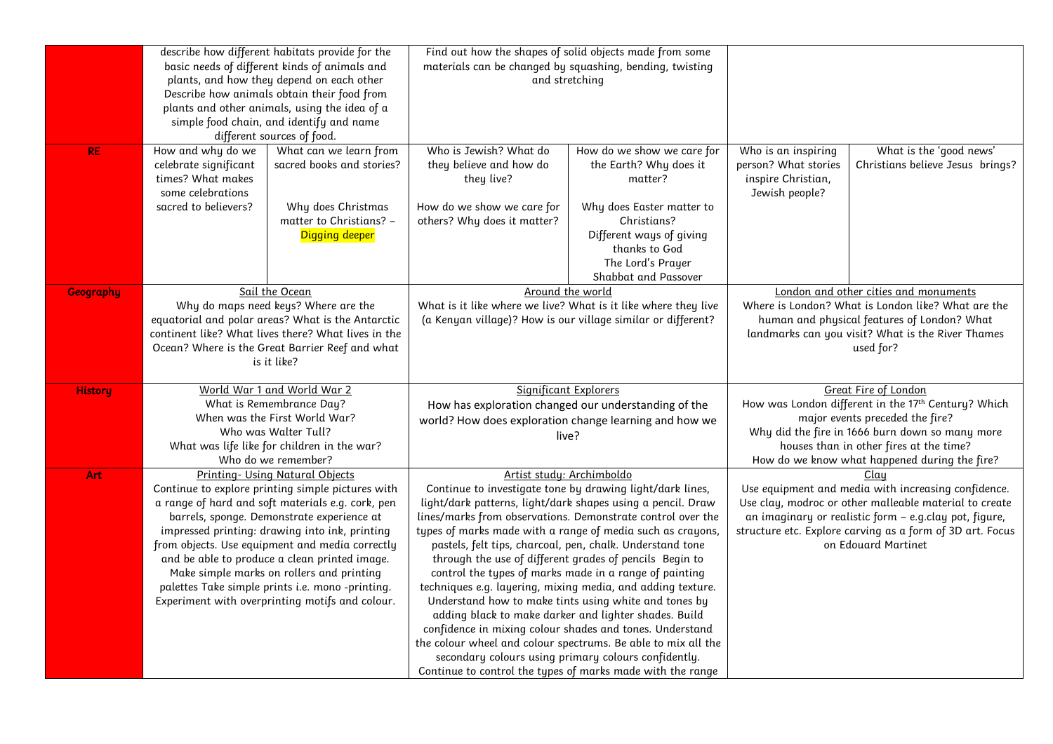| | | | | | | |
|---|---|---|---|---|---|---|
| | describe how different habitats provide for the basic needs of different kinds of animals and plants, and how they depend on each other Describe how animals obtain their food from plants and other animals, using the idea of a simple food chain, and identify and name different sources of food. | | Find out how the shapes of solid objects made from some materials can be changed by squashing, bending, twisting and stretching | | | |
| **RE** | How and why do we celebrate significant times? What makes some celebrations sacred to believers? | What can we learn from sacred books and stories?<br><br>Why does Christmas matter to Christians? – Digging deeper | Who is Jewish? What do they believe and how do they live?<br><br>How do we show we care for others? Why does it matter? | How do we show we care for the Earth? Why does it matter?<br><br>Why does Easter matter to Christians?<br>Different ways of giving thanks to God<br>The Lord's Prayer<br>Shabbat and Passover | Who is an inspiring person? What stories inspire Christian, Jewish people? | What is the 'good news' Christians believe Jesus brings? |
| **Geography** | Sail the Ocean<br>Why do maps need keys? Where are the equatorial and polar areas? What is the Antarctic continent like? What lives there? What lives in the Ocean? Where is the Great Barrier Reef and what is it like? | | Around the world<br>What is it like where we live? What is it like where they live (a Kenyan village)? How is our village similar or different? | | London and other cities and monuments<br>Where is London? What is London like? What are the human and physical features of London? What landmarks can you visit? What is the River Thames used for? | |
| **History** | World War 1 and World War 2<br>What is Remembrance Day?<br>When was the First World War?<br>Who was Walter Tull?<br>What was life like for children in the war?<br>Who do we remember? | | Significant Explorers<br>How has exploration changed our understanding of the world? How does exploration change learning and how we live? | | Great Fire of London<br>How was London different in the 17th Century? Which major events preceded the fire?<br>Why did the fire in 1666 burn down so many more houses than in other fires at the time?<br>How do we know what happened during the fire? | |
| **Art** | Printing- Using Natural Objects<br>Continue to explore printing simple pictures with a range of hard and soft materials e.g. cork, pen barrels, sponge. Demonstrate experience at impressed printing: drawing into ink, printing from objects. Use equipment and media correctly and be able to produce a clean printed image. Make simple marks on rollers and printing palettes Take simple prints i.e. mono -printing. Experiment with overprinting motifs and colour. | | Artist study: Archimboldo<br>Continue to investigate tone by drawing light/dark lines, light/dark patterns, light/dark shapes using a pencil. Draw lines/marks from observations. Demonstrate control over the types of marks made with a range of media such as crayons, pastels, felt tips, charcoal, pen, chalk. Understand tone through the use of different grades of pencils Begin to control the types of marks made in a range of painting techniques e.g. layering, mixing media, and adding texture. Understand how to make tints using white and tones by adding black to make darker and lighter shades. Build confidence in mixing colour shades and tones. Understand the colour wheel and colour spectrums. Be able to mix all the secondary colours using primary colours confidently. Continue to control the types of marks made with the range | | Clay<br>Use equipment and media with increasing confidence. Use clay, modroc or other malleable material to create an imaginary or realistic form – e.g.clay pot, figure, structure etc. Explore carving as a form of 3D art. Focus on Edouard Martinet | |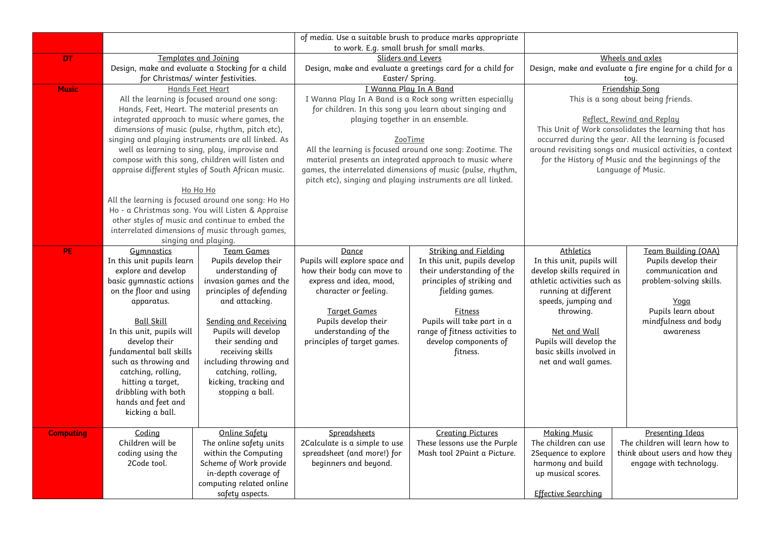| | | | | | | |
|---|---|---|---|---|---|---|
| | | | of media. Use a suitable brush to produce marks appropriate to work. E.g. small brush for small marks. | | | |
| **DT** | Templates and Joining<br>Design, make and evaluate a Stocking for a child for Christmas/ winter festivities. | | Sliders and Levers<br>Design, make and evaluate a greetings card for a child for Easter/ Spring. | | Wheels and axles<br>Design, make and evaluate a fire engine for a child for a toy. | |
| **Music** | Hands Feet Heart<br>All the learning is focused around one song: Hands, Feet, Heart. The material presents an integrated approach to music where games, the dimensions of music (pulse, rhythm, pitch etc), singing and playing instruments are all linked. As well as learning to sing, play, improvise and compose with this song, children will listen and appraise different styles of South African music.<br><br>Ho Ho Ho<br>All the learning is focused around one song: Ho Ho Ho - a Christmas song. You will Listen & Appraise other styles of music and continue to embed the interrelated dimensions of music through games, singing and playing. | | I Wanna Play In A Band<br>I Wanna Play In A Band is a Rock song written especially for children. In this song you learn about singing and playing together in an ensemble.<br><br>ZooTime<br>All the learning is focused around one song: Zootime. The material presents an integrated approach to music where games, the interrelated dimensions of music (pulse, rhythm, pitch etc), singing and playing instruments are all linked. | | Friendship Song<br>This is a song about being friends.<br><br>Reflect, Rewind and Replay<br>This Unit of Work consolidates the learning that has occurred during the year. All the learning is focused around revisiting songs and musical activities, a context for the History of Music and the beginnings of the Language of Music. | |
| **PE** | Gymnastics<br>In this unit pupils learn explore and develop basic gymnastic actions on the floor and using apparatus.<br><br>Ball Skill<br>In this unit, pupils will develop their fundamental ball skills such as throwing and catching, rolling, hitting a target, dribbling with both hands and feet and kicking a ball. | Team Games<br>Pupils develop their understanding of invasion games and the principles of defending and attacking.<br><br>Sending and Receiving<br>Pupils will develop their sending and receiving skills including throwing and catching, rolling, kicking, tracking and stopping a ball. | Dance<br>Pupils will explore space and how their body can move to express and idea, mood, character or feeling.<br><br>Target Games<br>Pupils develop their understanding of the principles of target games. | Striking and Fielding<br>In this unit, pupils develop their understanding of the principles of striking and fielding games.<br><br>Fitness<br>Pupils will take part in a range of fitness activities to develop components of fitness. | Athletics<br>In this unit, pupils will develop skills required in athletic activities such as running at different speeds, jumping and throwing.<br><br>Net and Wall<br>Pupils will develop the basic skills involved in net and wall games. | Team Building (OAA)<br>Pupils develop their communication and problem-solving skills.<br><br>Yoga<br>Pupils learn about mindfulness and body awareness |
| **Computing** | Coding<br>Children will be coding using the 2Code tool. | Online Safety<br>The online safety units within the Computing Scheme of Work provide in-depth coverage of computing related online safety aspects. | Spreadsheets<br>2Calculate is a simple to use spreadsheet (and more!) for beginners and beyond. | Creating Pictures<br>These lessons use the Purple Mash tool 2Paint a Picture. | Making Music<br>The children can use 2Sequence to explore harmony and build up musical scores.<br><br>Effective Searching | Presenting Ideas<br>The children will learn how to think about users and how they engage with technology. |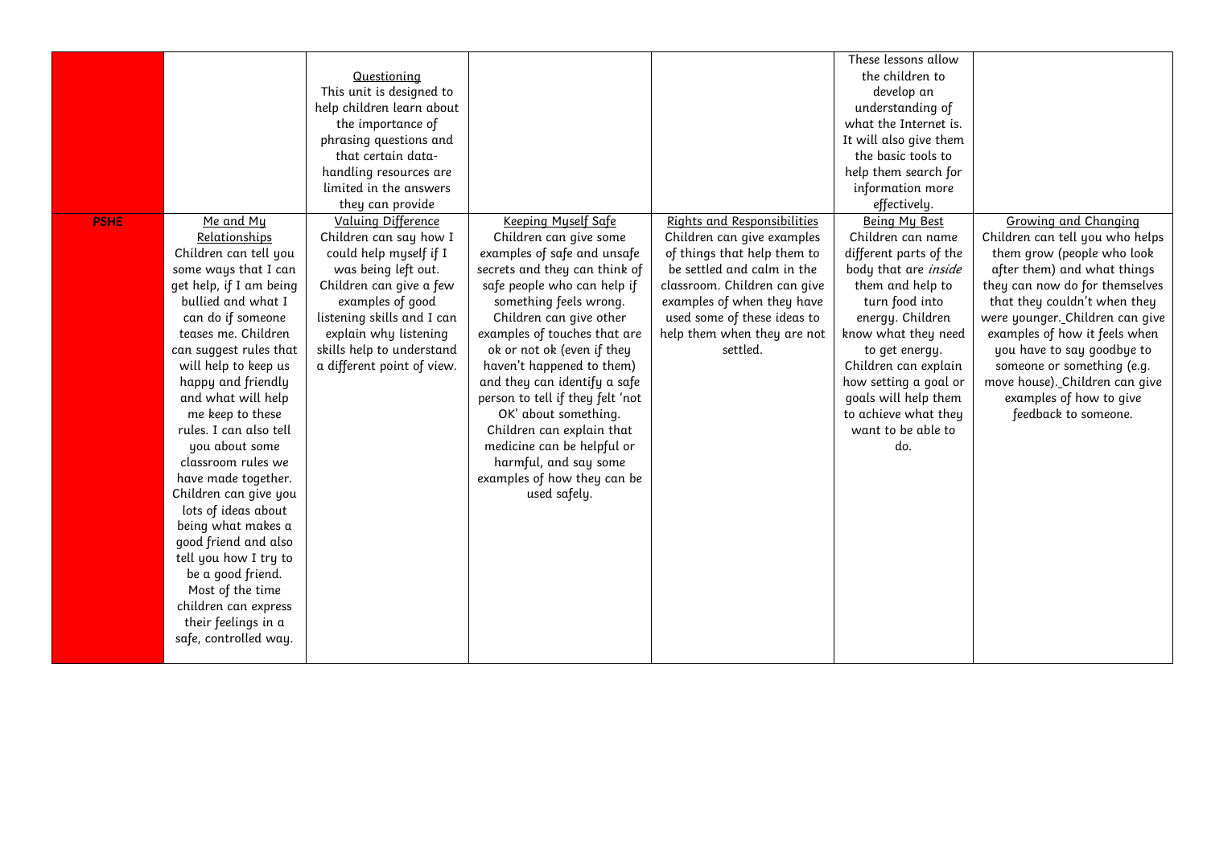| | | | | | | |
|---|---|---|---|---|---|---|
| | | Questioning<br>This unit is designed to help children learn about the importance of phrasing questions and that certain data-handling resources are limited in the answers they can provide | | | These lessons allow the children to develop an understanding of what the Internet is. It will also give them the basic tools to help them search for information more effectively. | |
| **PSHE** | Me and My Relationships<br>Children can tell you some ways that I can get help, if I am being bullied and what I can do if someone teases me. Children can suggest rules that will help to keep us happy and friendly and what will help me keep to these rules. I can also tell you about some classroom rules we have made together. Children can give you lots of ideas about being what makes a good friend and also tell you how I try to be a good friend. Most of the time children can express their feelings in a safe, controlled way. | Valuing Difference<br>Children can say how I could help myself if I was being left out. Children can give a few examples of good listening skills and I can explain why listening skills help to understand a different point of view. | Keeping Myself Safe<br>Children can give some examples of safe and unsafe secrets and they can think of safe people who can help if something feels wrong. Children can give other examples of touches that are ok or not ok (even if they haven't happened to them) and they can identify a safe person to tell if they felt 'not OK' about something. Children can explain that medicine can be helpful or harmful, and say some examples of how they can be used safely. | Rights and Responsibilities<br>Children can give examples of things that help them to be settled and calm in the classroom. Children can give examples of when they have used some of these ideas to help them when they are not settled. | Being My Best<br>Children can name different parts of the body that are *inside* them and help to turn food into energy. Children know what they need to get energy. Children can explain how setting a goal or goals will help them to achieve what they want to be able to do. | Growing and Changing<br>Children can tell you who helps them grow (people who look after them) and what things they can now do for themselves that they couldn't when they were younger. Children can give examples of how it feels when you have to say goodbye to someone or something (e.g. move house). Children can give examples of how to give feedback to someone. |